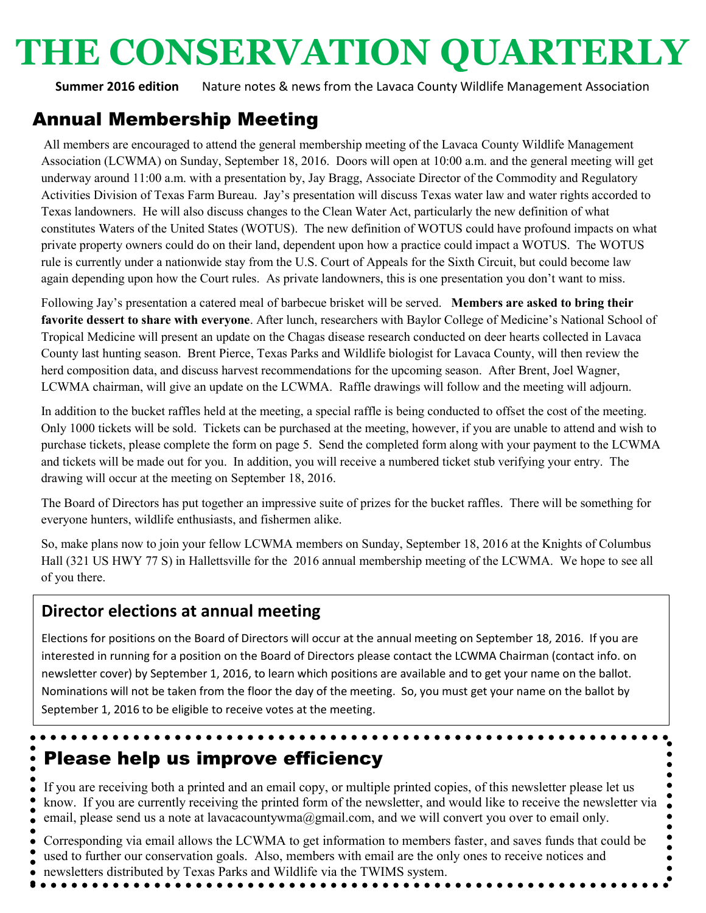# THE CONSERVATION QUARTERLY

**Summer 2016 edition** Nature notes & news from the Lavaca County Wildlife Management Association

## Annual Membership Meeting

All members are encouraged to attend the general membership meeting of the Lavaca County Wildlife Management Association (LCWMA) on Sunday, September 18, 2016. Doors will open at 10:00 a.m. and the general meeting will get underway around 11:00 a.m. with a presentation by, Jay Bragg, Associate Director of the Commodity and Regulatory Activities Division of Texas Farm Bureau. Jay's presentation will discuss Texas water law and water rights accorded to Texas landowners. He will also discuss changes to the Clean Water Act, particularly the new definition of what constitutes Waters of the United States (WOTUS). The new definition of WOTUS could have profound impacts on what private property owners could do on their land, dependent upon how a practice could impact a WOTUS. The WOTUS rule is currently under a nationwide stay from the U.S. Court of Appeals for the Sixth Circuit, but could become law again depending upon how the Court rules. As private landowners, this is one presentation you don't want to miss.

Following Jay's presentation a catered meal of barbecue brisket will be served. **Members are asked to bring their favorite dessert to share with everyone**. After lunch, researchers with Baylor College of Medicine's National School of Tropical Medicine will present an update on the Chagas disease research conducted on deer hearts collected in Lavaca County last hunting season. Brent Pierce, Texas Parks and Wildlife biologist for Lavaca County, will then review the herd composition data, and discuss harvest recommendations for the upcoming season. After Brent, Joel Wagner, LCWMA chairman, will give an update on the LCWMA. Raffle drawings will follow and the meeting will adjourn.

In addition to the bucket raffles held at the meeting, a special raffle is being conducted to offset the cost of the meeting. Only 1000 tickets will be sold. Tickets can be purchased at the meeting, however, if you are unable to attend and wish to purchase tickets, please complete the form on page 5. Send the completed form along with your payment to the LCWMA and tickets will be made out for you. In addition, you will receive a numbered ticket stub verifying your entry. The drawing will occur at the meeting on September 18, 2016.

The Board of Directors has put together an impressive suite of prizes for the bucket raffles. There will be something for everyone hunters, wildlife enthusiasts, and fishermen alike.

So, make plans now to join your fellow LCWMA members on Sunday, September 18, 2016 at the Knights of Columbus Hall (321 US HWY 77 S) in Hallettsville for the 2016 annual membership meeting of the LCWMA. We hope to see all of you there.

## Director elections at annual meeting

Elections for positions on the Board of Directors will occur at the annual meeting on September 18, 2016. If you are interested in running for a position on the Board of Directors please contact the LCWMA Chairman (contact info. on newsletter cover) by September 1, 2016, to learn which positions are available and to get your name on the ballot. Nominations will not be taken from the floor the day of the meeting. So, you must get your name on the ballot by September 1, 2016 to be eligible to receive votes at the meeting.

## Please help us improve efficiency

If you are receiving both a printed and an email copy, or multiple printed copies, of this newsletter please let us know. If you are currently receiving the printed form of the newsletter, and would like to receive the newsletter via email, please send us a note at lavacacountywma@gmail.com, and we will convert you over to email only.

Corresponding via email allows the LCWMA to get information to members faster, and saves funds that could be used to further our conservation goals. Also, members with email are the only ones to receive notices and newsletters distributed by Texas Parks and Wildlife via the TWIMS system.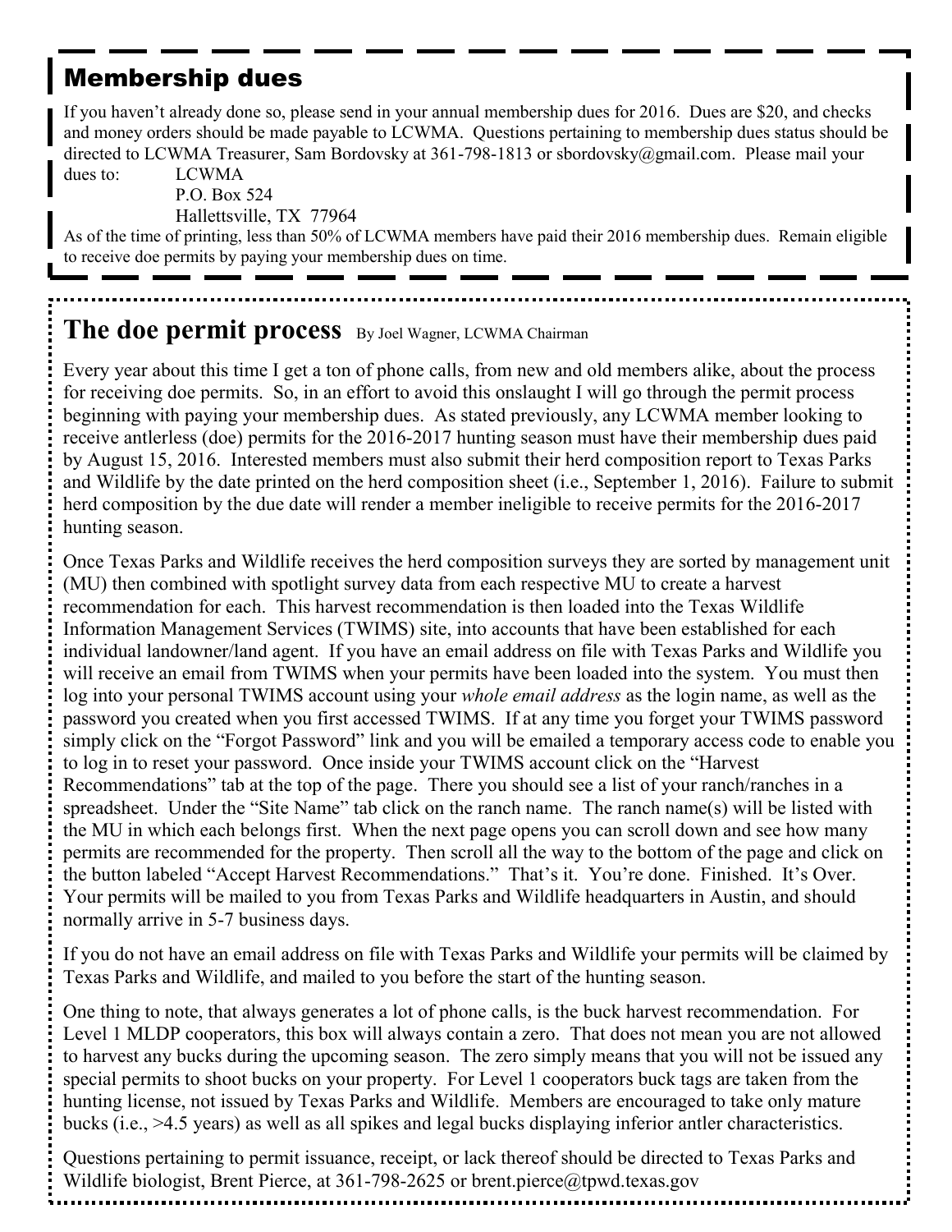## Membership dues

If you haven't already done so, please send in your annual membership dues for 2016. Dues are $20, and checks and money orders should be made payable to LCWMA. Questions pertaining to membership dues status should be directed to LCWMA Treasurer, Sam Bordovsky at 361-798-1813 or sbordovsky@gmail.com. Please mail your dues to:

LCWMA
P.O. Box 524
Hallettsville, TX 77964

As of the time of printing, less than 50% of LCWMA members have paid their 2016 membership dues. Remain eligible to receive doe permits by paying your membership dues on time.

## The doe permit process

By Joel Wagner, LCWMA Chairman

Every year about this time I get a ton of phone calls, from new and old members alike, about the process for receiving doe permits. So, in an effort to avoid this onslaught I will go through the permit process beginning with paying your membership dues. As stated previously, any LCWMA member looking to receive antlerless (doe) permits for the 2016-2017 hunting season must have their membership dues paid by August 15, 2016. Interested members must also submit their herd composition report to Texas Parks and Wildlife by the date printed on the herd composition sheet (i.e., September 1, 2016). Failure to submit herd composition by the due date will render a member ineligible to receive permits for the 2016-2017 hunting season.

Once Texas Parks and Wildlife receives the herd composition surveys they are sorted by management unit (MU) then combined with spotlight survey data from each respective MU to create a harvest recommendation for each. This harvest recommendation is then loaded into the Texas Wildlife Information Management Services (TWIMS) site, into accounts that have been established for each individual landowner/land agent. If you have an email address on file with Texas Parks and Wildlife you will receive an email from TWIMS when your permits have been loaded into the system. You must then log into your personal TWIMS account using your *whole email address* as the login name, as well as the password you created when you first accessed TWIMS. If at any time you forget your TWIMS password simply click on the "Forgot Password" link and you will be emailed a temporary access code to enable you to log in to reset your password. Once inside your TWIMS account click on the "Harvest Recommendations" tab at the top of the page. There you should see a list of your ranch/ranches in a spreadsheet. Under the "Site Name" tab click on the ranch name. The ranch name(s) will be listed with the MU in which each belongs first. When the next page opens you can scroll down and see how many permits are recommended for the property. Then scroll all the way to the bottom of the page and click on the button labeled "Accept Harvest Recommendations." That's it. You're done. Finished. It's Over. Your permits will be mailed to you from Texas Parks and Wildlife headquarters in Austin, and should normally arrive in 5-7 business days.

If you do not have an email address on file with Texas Parks and Wildlife your permits will be claimed by Texas Parks and Wildlife, and mailed to you before the start of the hunting season.

One thing to note, that always generates a lot of phone calls, is the buck harvest recommendation. For Level 1 MLDP cooperators, this box will always contain a zero. That does not mean you are not allowed to harvest any bucks during the upcoming season. The zero simply means that you will not be issued any special permits to shoot bucks on your property. For Level 1 cooperators buck tags are taken from the hunting license, not issued by Texas Parks and Wildlife. Members are encouraged to take only mature bucks (i.e., >4.5 years) as well as all spikes and legal bucks displaying inferior antler characteristics.

Questions pertaining to permit issuance, receipt, or lack thereof should be directed to Texas Parks and Wildlife biologist, Brent Pierce, at 361-798-2625 or brent.pierce@tpwd.texas.gov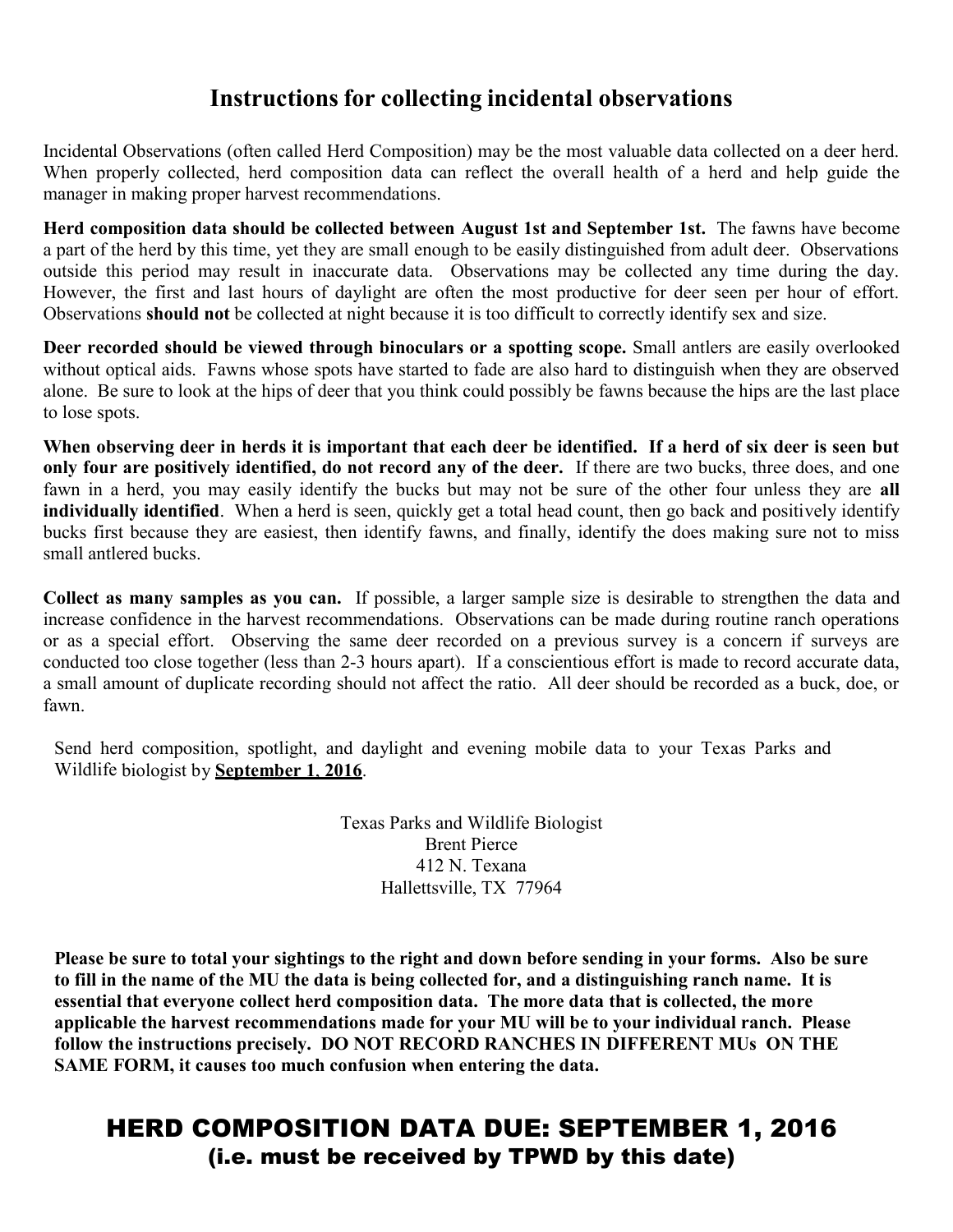# Instructions for collecting incidental observations

Incidental Observations (often called Herd Composition) may be the most valuable data collected on a deer herd. When properly collected, herd composition data can reflect the overall health of a herd and help guide the manager in making proper harvest recommendations.

**Herd composition data should be collected between August 1st and September 1st.** The fawns have become a part of the herd by this time, yet they are small enough to be easily distinguished from adult deer. Observations outside this period may result in inaccurate data. Observations may be collected any time during the day. However, the first and last hours of daylight are often the most productive for deer seen per hour of effort. Observations **should not** be collected at night because it is too difficult to correctly identify sex and size.

**Deer recorded should be viewed through binoculars or a spotting scope.** Small antlers are easily overlooked without optical aids. Fawns whose spots have started to fade are also hard to distinguish when they are observed alone. Be sure to look at the hips of deer that you think could possibly be fawns because the hips are the last place to lose spots.

**When observing deer in herds it is important that each deer be identified. If a herd of six deer is seen but only four are positively identified, do not record any of the deer.** If there are two bucks, three does, and one fawn in a herd, you may easily identify the bucks but may not be sure of the other four unless they are **all individually identified**. When a herd is seen, quickly get a total head count, then go back and positively identify bucks first because they are easiest, then identify fawns, and finally, identify the does making sure not to miss small antlered bucks.

**Collect as many samples as you can.** If possible, a larger sample size is desirable to strengthen the data and increase confidence in the harvest recommendations. Observations can be made during routine ranch operations or as a special effort. Observing the same deer recorded on a previous survey is a concern if surveys are conducted too close together (less than 2-3 hours apart). If a conscientious effort is made to record accurate data, a small amount of duplicate recording should not affect the ratio. All deer should be recorded as a buck, doe, or fawn.

Send herd composition, spotlight, and daylight and evening mobile data to your Texas Parks and Wildlife biologist by **September 1, 2016**.

Texas Parks and Wildlife Biologist
Brent Pierce
412 N. Texana
Hallettsville, TX 77964

**Please be sure to total your sightings to the right and down before sending in your forms. Also be sure to fill in the name of the MU the data is being collected for, and a distinguishing ranch name. It is essential that everyone collect herd composition data. The more data that is collected, the more applicable the harvest recommendations made for your MU will be to your individual ranch. Please follow the instructions precisely. DO NOT RECORD RANCHES IN DIFFERENT MUs ON THE SAME FORM, it causes too much confusion when entering the data.**

## HERD COMPOSITION DATA DUE: SEPTEMBER 1, 2016
**(i.e. must be received by TPWD by this date)**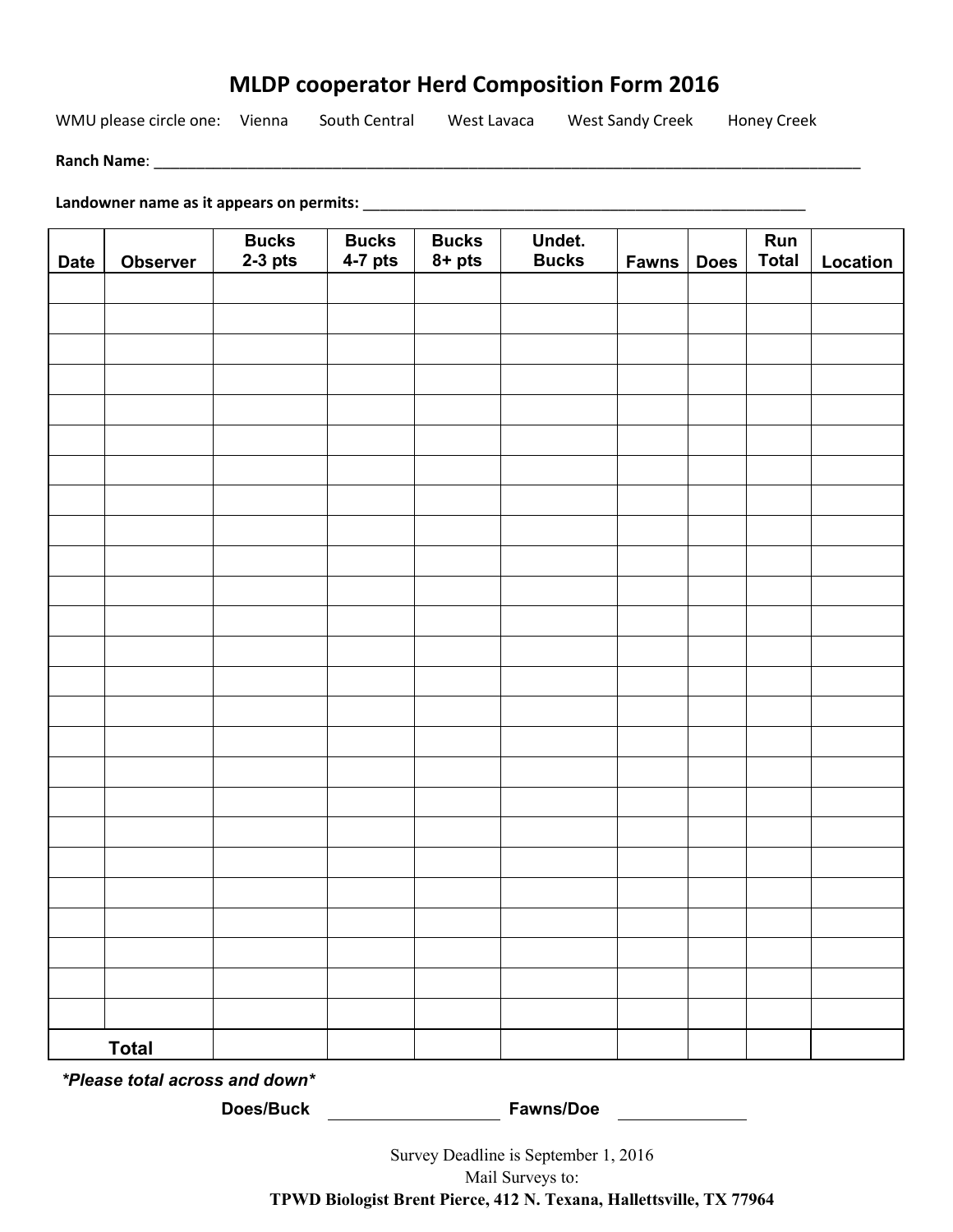# MLDP cooperator Herd Composition Form 2016

WMU please circle one: Vienna South Central West Lavaca West Sandy Creek Honey Creek

**Ranch Name**: ______________________________________________________________________________

**Landowner name as it appears on permits:** ____________________________________________________

| Date | Observer | Bucks 2-3 pts | Bucks 4-7 pts | Bucks 8+ pts | Undet. Bucks | Fawns | Does | Run Total | Location |
|---|---|---|---|---|---|---|---|---|---|
| | | | | | | | | | |
| | | | | | | | | | |
| | | | | | | | | | |
| | | | | | | | | | |
| | | | | | | | | | |
| | | | | | | | | | |
| | | | | | | | | | |
| | | | | | | | | | |
| | | | | | | | | | |
| | | | | | | | | | |
| | | | | | | | | | |
| | | | | | | | | | |
| | | | | | | | | | |
| | | | | | | | | | |
| | | | | | | | | | |
| | | | | | | | | | |
| | | | | | | | | | |
| | | | | | | | | | |
| | | | | | | | | | |
| | | | | | | | | | |
| | | | | | | | | | |
| | | | | | | | | | |
| | | | | | | | | | |
| | | | | | | | | | |
| | | | | | | | | | |
| **Total** | | | | | | | | | |

***Please total across and down***

**Does/Buck** ____________________ **Fawns/Doe** ______________

Survey Deadline is September 1, 2016

Mail Surveys to:

**TPWD Biologist Brent Pierce, 412 N. Texana, Hallettsville, TX 77964**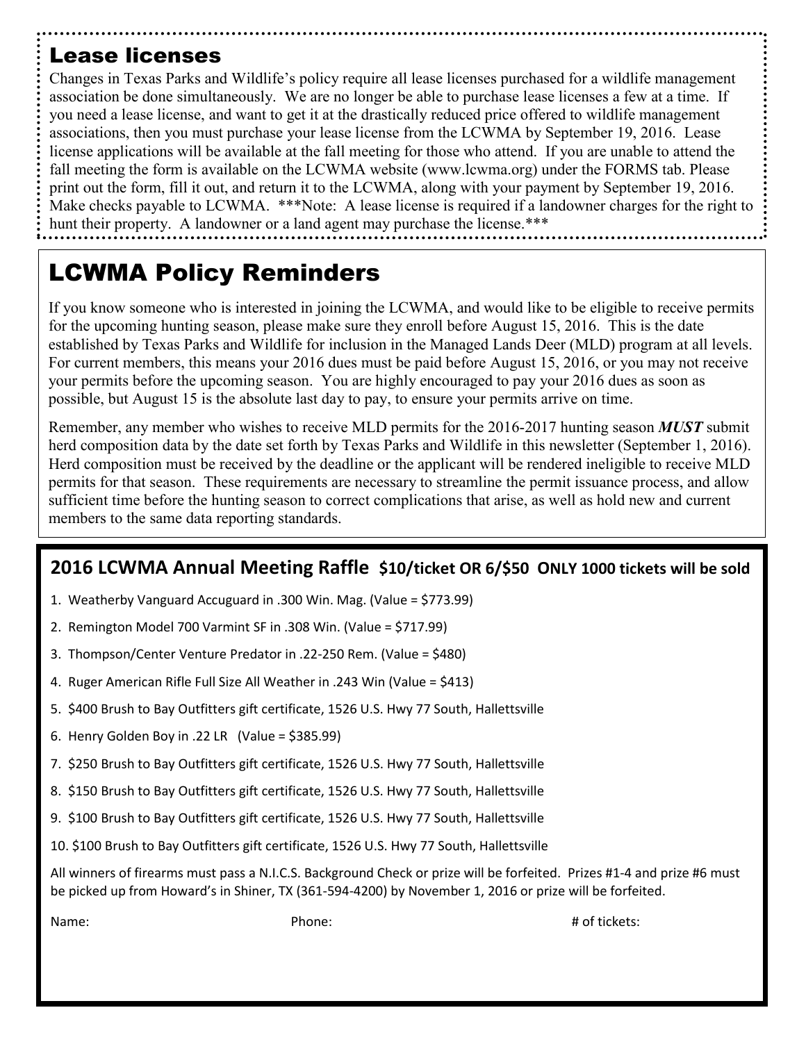## Lease licenses

Changes in Texas Parks and Wildlife's policy require all lease licenses purchased for a wildlife management association be done simultaneously. We are no longer be able to purchase lease licenses a few at a time. If you need a lease license, and want to get it at the drastically reduced price offered to wildlife management associations, then you must purchase your lease license from the LCWMA by September 19, 2016. Lease license applications will be available at the fall meeting for those who attend. If you are unable to attend the fall meeting the form is available on the LCWMA website (www.lcwma.org) under the FORMS tab. Please print out the form, fill it out, and return it to the LCWMA, along with your payment by September 19, 2016. Make checks payable to LCWMA. ***Note: A lease license is required if a landowner charges for the right to hunt their property. A landowner or a land agent may purchase the license.***

## LCWMA Policy Reminders

If you know someone who is interested in joining the LCWMA, and would like to be eligible to receive permits for the upcoming hunting season, please make sure they enroll before August 15, 2016. This is the date established by Texas Parks and Wildlife for inclusion in the Managed Lands Deer (MLD) program at all levels. For current members, this means your 2016 dues must be paid before August 15, 2016, or you may not receive your permits before the upcoming season. You are highly encouraged to pay your 2016 dues as soon as possible, but August 15 is the absolute last day to pay, to ensure your permits arrive on time.

Remember, any member who wishes to receive MLD permits for the 2016-2017 hunting season ***MUST*** submit herd composition data by the date set forth by Texas Parks and Wildlife in this newsletter (September 1, 2016). Herd composition must be received by the deadline or the applicant will be rendered ineligible to receive MLD permits for that season. These requirements are necessary to streamline the permit issuance process, and allow sufficient time before the hunting season to correct complications that arise, as well as hold new and current members to the same data reporting standards.

## 2016 LCWMA Annual Meeting Raffle **$10/ticket OR 6/$50 ONLY 1000 tickets will be sold**

1. Weatherby Vanguard Accuguard in .300 Win. Mag. (Value = $773.99)
2. Remington Model 700 Varmint SF in .308 Win. (Value = $717.99)
3. Thompson/Center Venture Predator in .22-250 Rem. (Value = $480)
4. Ruger American Rifle Full Size All Weather in .243 Win (Value = $413)
5. $400 Brush to Bay Outfitters gift certificate, 1526 U.S. Hwy 77 South, Hallettsville
6. Henry Golden Boy in .22 LR (Value = $385.99)
7. $250 Brush to Bay Outfitters gift certificate, 1526 U.S. Hwy 77 South, Hallettsville
8. $150 Brush to Bay Outfitters gift certificate, 1526 U.S. Hwy 77 South, Hallettsville
9. $100 Brush to Bay Outfitters gift certificate, 1526 U.S. Hwy 77 South, Hallettsville
10. $100 Brush to Bay Outfitters gift certificate, 1526 U.S. Hwy 77 South, Hallettsville

All winners of firearms must pass a N.I.C.S. Background Check or prize will be forfeited. Prizes #1-4 and prize #6 must be picked up from Howard's in Shiner, TX (361-594-4200) by November 1, 2016 or prize will be forfeited.

Name: Phone: # of tickets: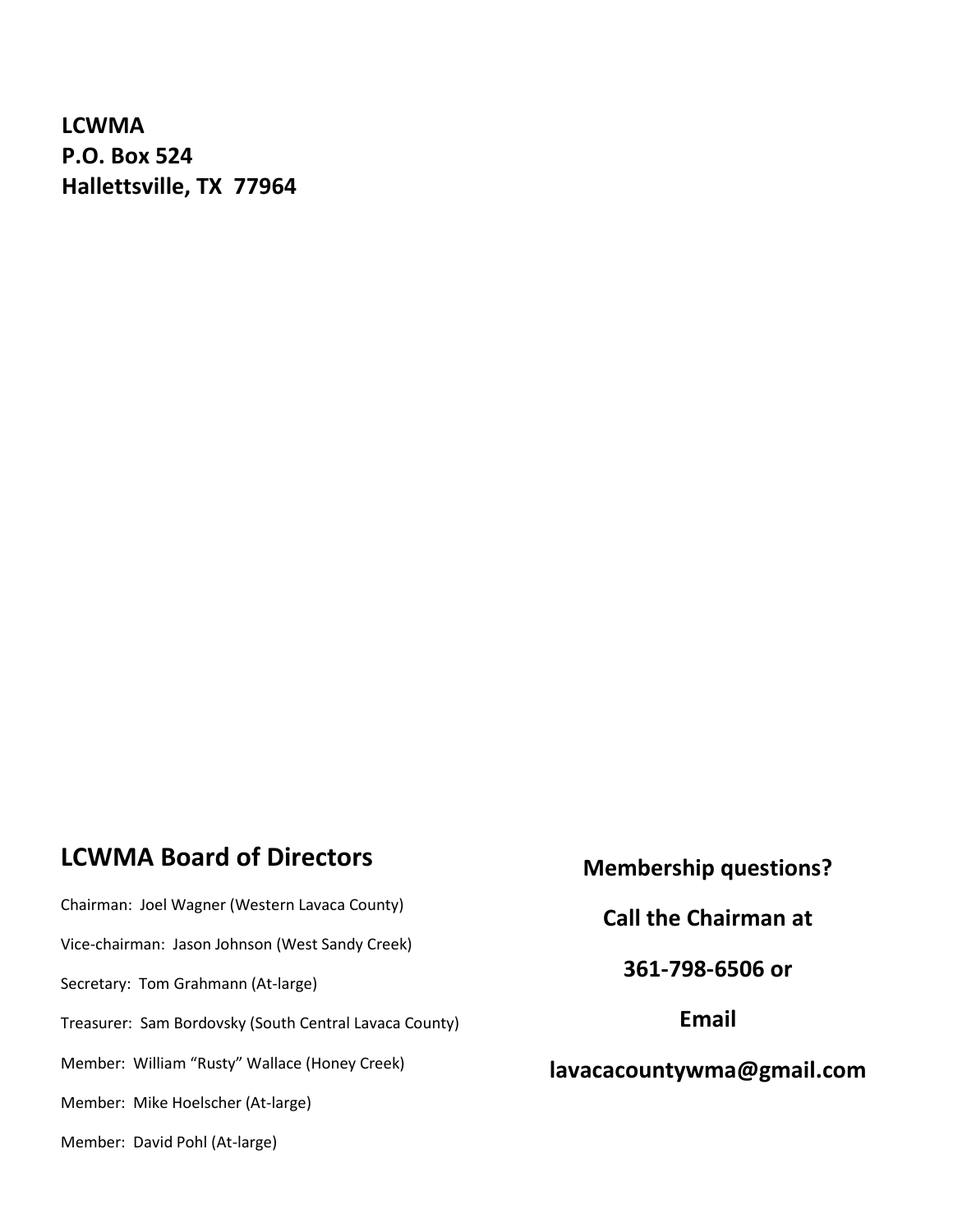**LCWMA**
**P.O. Box 524**
**Hallettsville, TX 77964**

## LCWMA Board of Directors

Chairman: Joel Wagner (Western Lavaca County)

Vice-chairman: Jason Johnson (West Sandy Creek)

Secretary: Tom Grahmann (At-large)

Treasurer: Sam Bordovsky (South Central Lavaca County)

Member: William “Rusty” Wallace (Honey Creek)

Member: Mike Hoelscher (At-large)

Member: David Pohl (At-large)

**Membership questions?**

**Call the Chairman at**

**361-798-6506 or**

**Email**

**lavacacountywma@gmail.com**